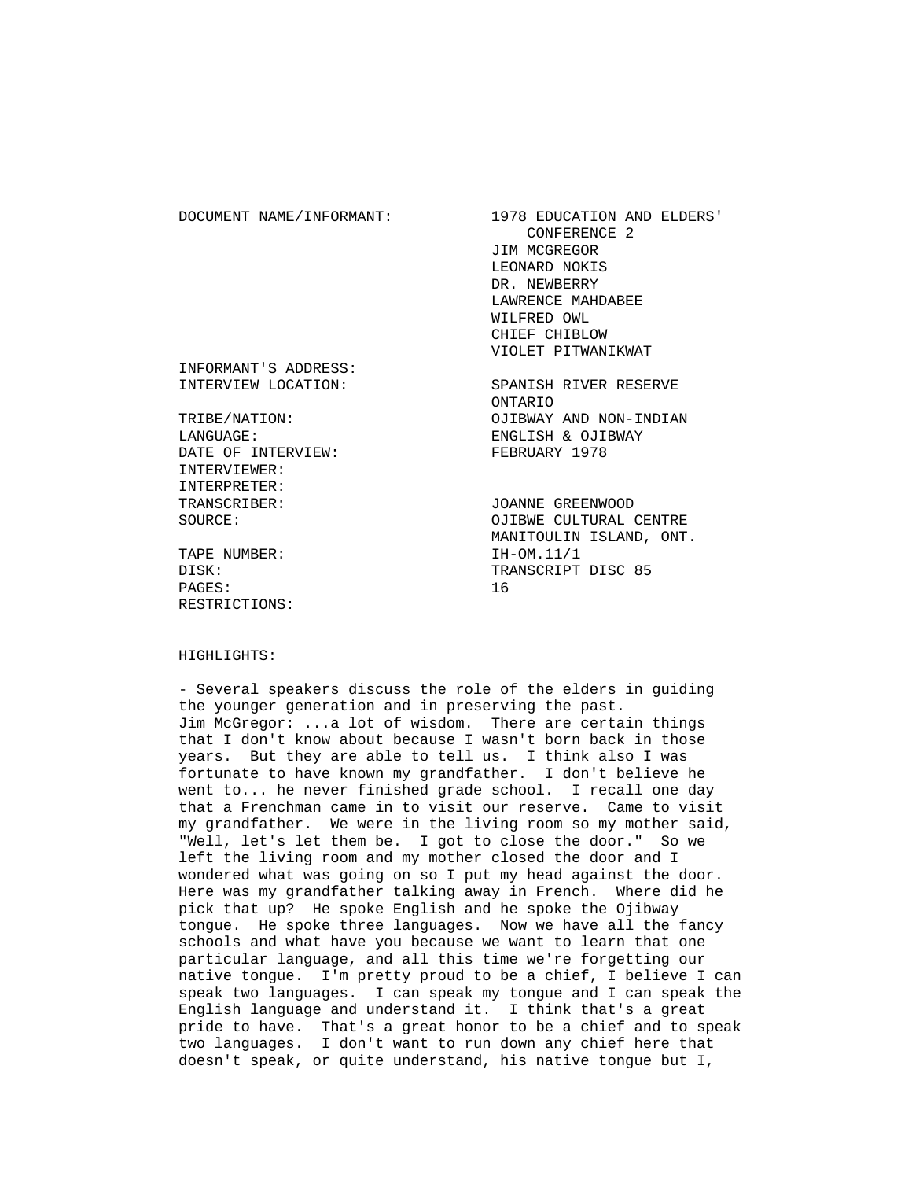| | |
|---|---|
| DOCUMENT NAME/INFORMANT: | 1978 EDUCATION AND ELDERS' CONFERENCE 2<br>JIM MCGREGOR<br>LEONARD NOKIS<br>DR. NEWBERRY<br>LAWRENCE MAHDABEE<br>WILFRED OWL<br>CHIEF CHIBLOW<br>VIOLET PITWANIKWAT |
| INFORMANT'S ADDRESS: | |
| INTERVIEW LOCATION: | SPANISH RIVER RESERVE ONTARIO |
| TRIBE/NATION: | OJIBWAY AND NON-INDIAN |
| LANGUAGE: | ENGLISH & OJIBWAY |
| DATE OF INTERVIEW: | FEBRUARY 1978 |
| INTERVIEWER: | |
| INTERPRETER: | |
| TRANSCRIBER: | JOANNE GREENWOOD |
| SOURCE: | OJIBWE CULTURAL CENTRE MANITOULIN ISLAND, ONT. |
| TAPE NUMBER: | IH-OM.11/1 |
| DISK: | TRANSCRIPT DISC 85 |
| PAGES: | 16 |
| RESTRICTIONS: | |

HIGHLIGHTS:

- Several speakers discuss the role of the elders in guiding the younger generation and in preserving the past.

Jim McGregor: ...a lot of wisdom. There are certain things that I don't know about because I wasn't born back in those years. But they are able to tell us. I think also I was fortunate to have known my grandfather. I don't believe he went to... he never finished grade school. I recall one day that a Frenchman came in to visit our reserve. Came to visit my grandfather. We were in the living room so my mother said, "Well, let's let them be. I got to close the door." So we left the living room and my mother closed the door and I wondered what was going on so I put my head against the door. Here was my grandfather talking away in French. Where did he pick that up? He spoke English and he spoke the Ojibway tongue. He spoke three languages. Now we have all the fancy schools and what have you because we want to learn that one particular language, and all this time we're forgetting our native tongue. I'm pretty proud to be a chief, I believe I can speak two languages. I can speak my tongue and I can speak the English language and understand it. I think that's a great pride to have. That's a great honor to be a chief and to speak two languages. I don't want to run down any chief here that doesn't speak, or quite understand, his native tongue but I,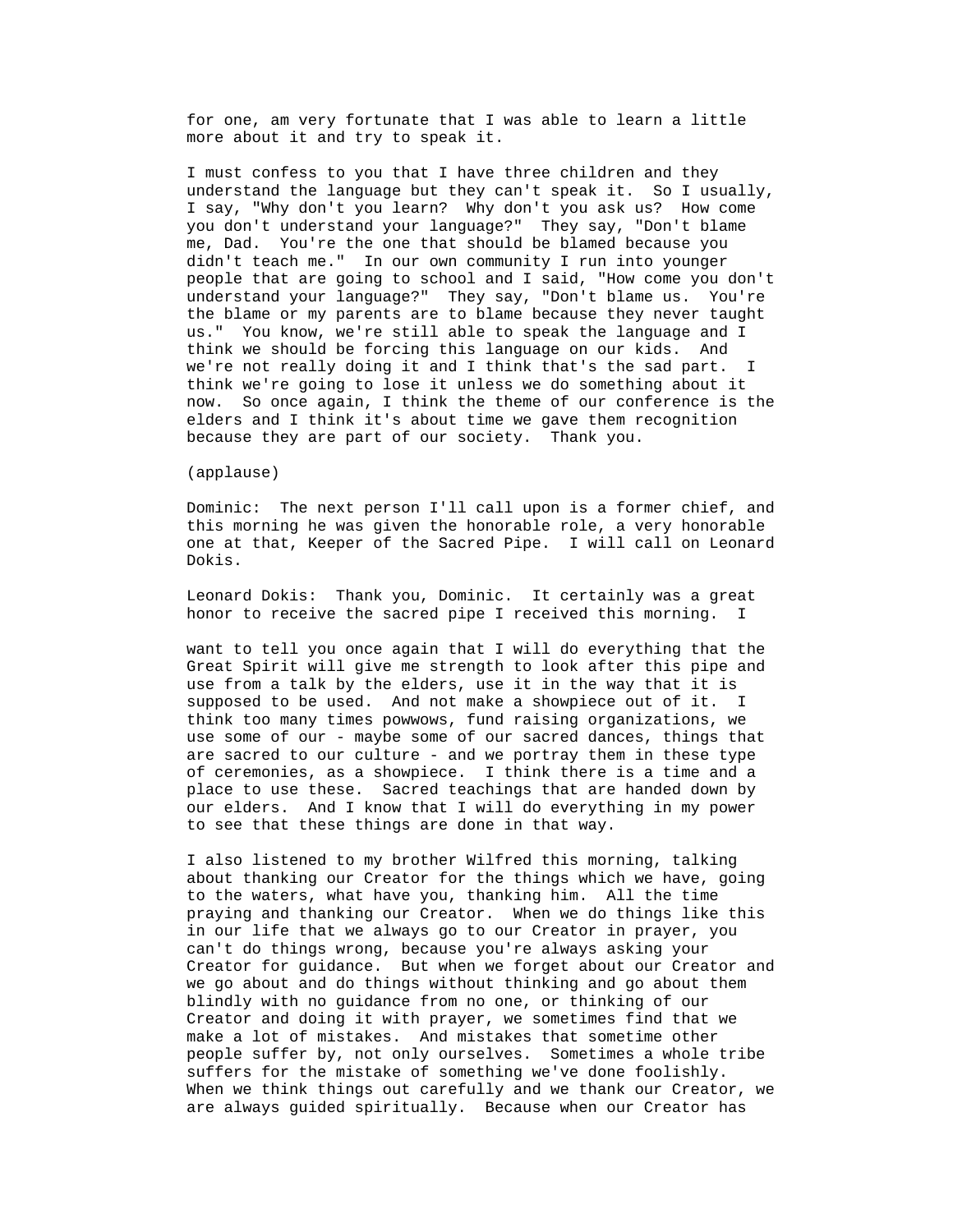for one, am very fortunate that I was able to learn a little more about it and try to speak it.

I must confess to you that I have three children and they understand the language but they can't speak it. So I usually, I say, "Why don't you learn? Why don't you ask us? How come you don't understand your language?" They say, "Don't blame me, Dad. You're the one that should be blamed because you didn't teach me." In our own community I run into younger people that are going to school and I said, "How come you don't understand your language?" They say, "Don't blame us. You're the blame or my parents are to blame because they never taught us." You know, we're still able to speak the language and I think we should be forcing this language on our kids. And we're not really doing it and I think that's the sad part. I think we're going to lose it unless we do something about it now. So once again, I think the theme of our conference is the elders and I think it's about time we gave them recognition because they are part of our society. Thank you.

(applause)

Dominic: The next person I'll call upon is a former chief, and this morning he was given the honorable role, a very honorable one at that, Keeper of the Sacred Pipe. I will call on Leonard Dokis.

Leonard Dokis: Thank you, Dominic. It certainly was a great honor to receive the sacred pipe I received this morning. I want to tell you once again that I will do everything that the Great Spirit will give me strength to look after this pipe and use from a talk by the elders, use it in the way that it is supposed to be used. And not make a showpiece out of it. I think too many times powwows, fund raising organizations, we use some of our - maybe some of our sacred dances, things that are sacred to our culture - and we portray them in these type of ceremonies, as a showpiece. I think there is a time and a place to use these. Sacred teachings that are handed down by our elders. And I know that I will do everything in my power to see that these things are done in that way.

I also listened to my brother Wilfred this morning, talking about thanking our Creator for the things which we have, going to the waters, what have you, thanking him. All the time praying and thanking our Creator. When we do things like this in our life that we always go to our Creator in prayer, you can't do things wrong, because you're always asking your Creator for guidance. But when we forget about our Creator and we go about and do things without thinking and go about them blindly with no guidance from no one, or thinking of our Creator and doing it with prayer, we sometimes find that we make a lot of mistakes. And mistakes that sometime other people suffer by, not only ourselves. Sometimes a whole tribe suffers for the mistake of something we've done foolishly. When we think things out carefully and we thank our Creator, we are always guided spiritually. Because when our Creator has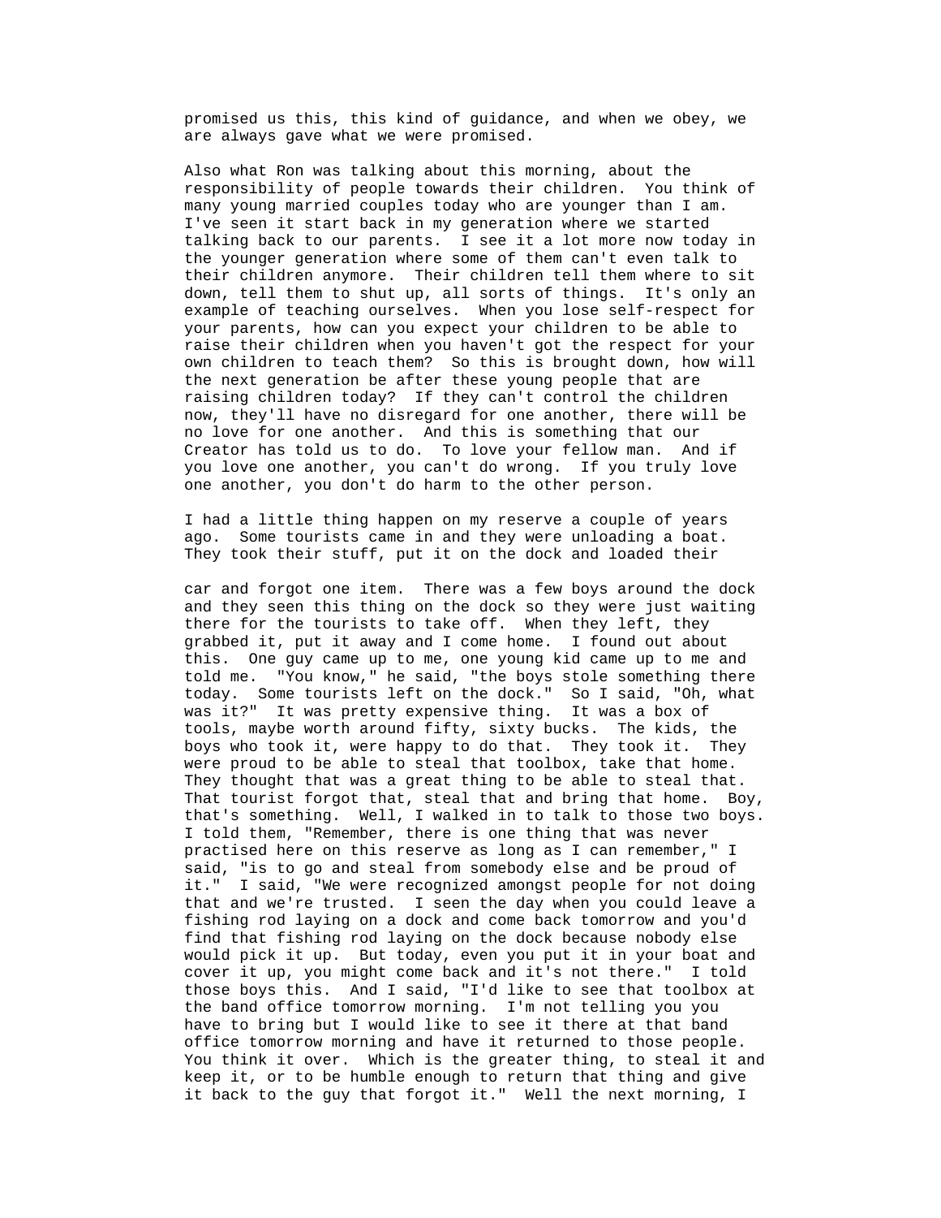promised us this, this kind of guidance, and when we obey, we are always gave what we were promised.

Also what Ron was talking about this morning, about the responsibility of people towards their children. You think of many young married couples today who are younger than I am. I've seen it start back in my generation where we started talking back to our parents. I see it a lot more now today in the younger generation where some of them can't even talk to their children anymore. Their children tell them where to sit down, tell them to shut up, all sorts of things. It's only an example of teaching ourselves. When you lose self-respect for your parents, how can you expect your children to be able to raise their children when you haven't got the respect for your own children to teach them? So this is brought down, how will the next generation be after these young people that are raising children today? If they can't control the children now, they'll have no disregard for one another, there will be no love for one another. And this is something that our Creator has told us to do. To love your fellow man. And if you love one another, you can't do wrong. If you truly love one another, you don't do harm to the other person.

I had a little thing happen on my reserve a couple of years ago. Some tourists came in and they were unloading a boat. They took their stuff, put it on the dock and loaded their car and forgot one item. There was a few boys around the dock and they seen this thing on the dock so they were just waiting there for the tourists to take off. When they left, they grabbed it, put it away and I come home. I found out about this. One guy came up to me, one young kid came up to me and told me. "You know," he said, "the boys stole something there today. Some tourists left on the dock." So I said, "Oh, what was it?" It was pretty expensive thing. It was a box of tools, maybe worth around fifty, sixty bucks. The kids, the boys who took it, were happy to do that. They took it. They were proud to be able to steal that toolbox, take that home. They thought that was a great thing to be able to steal that. That tourist forgot that, steal that and bring that home. Boy, that's something. Well, I walked in to talk to those two boys. I told them, "Remember, there is one thing that was never practised here on this reserve as long as I can remember," I said, "is to go and steal from somebody else and be proud of it." I said, "We were recognized amongst people for not doing that and we're trusted. I seen the day when you could leave a fishing rod laying on a dock and come back tomorrow and you'd find that fishing rod laying on the dock because nobody else would pick it up. But today, even you put it in your boat and cover it up, you might come back and it's not there." I told those boys this. And I said, "I'd like to see that toolbox at the band office tomorrow morning. I'm not telling you you have to bring but I would like to see it there at that band office tomorrow morning and have it returned to those people. You think it over. Which is the greater thing, to steal it and keep it, or to be humble enough to return that thing and give it back to the guy that forgot it." Well the next morning, I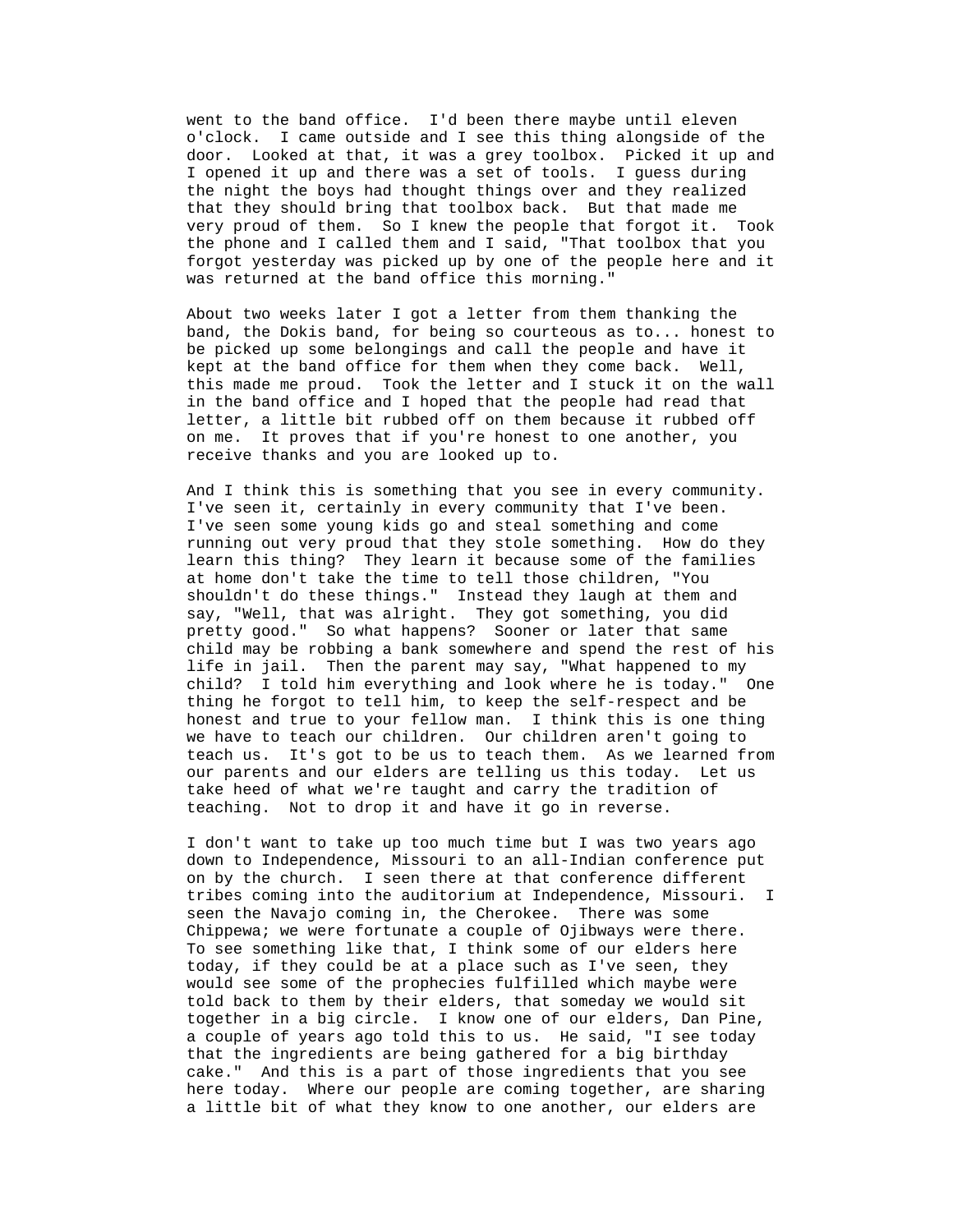went to the band office. I'd been there maybe until eleven o'clock. I came outside and I see this thing alongside of the door. Looked at that, it was a grey toolbox. Picked it up and I opened it up and there was a set of tools. I guess during the night the boys had thought things over and they realized that they should bring that toolbox back. But that made me very proud of them. So I knew the people that forgot it. Took the phone and I called them and I said, "That toolbox that you forgot yesterday was picked up by one of the people here and it was returned at the band office this morning."

About two weeks later I got a letter from them thanking the band, the Dokis band, for being so courteous as to... honest to be picked up some belongings and call the people and have it kept at the band office for them when they come back. Well, this made me proud. Took the letter and I stuck it on the wall in the band office and I hoped that the people had read that letter, a little bit rubbed off on them because it rubbed off on me. It proves that if you're honest to one another, you receive thanks and you are looked up to.

And I think this is something that you see in every community. I've seen it, certainly in every community that I've been. I've seen some young kids go and steal something and come running out very proud that they stole something. How do they learn this thing? They learn it because some of the families at home don't take the time to tell those children, "You shouldn't do these things." Instead they laugh at them and say, "Well, that was alright. They got something, you did pretty good." So what happens? Sooner or later that same child may be robbing a bank somewhere and spend the rest of his life in jail. Then the parent may say, "What happened to my child? I told him everything and look where he is today." One thing he forgot to tell him, to keep the self-respect and be honest and true to your fellow man. I think this is one thing we have to teach our children. Our children aren't going to teach us. It's got to be us to teach them. As we learned from our parents and our elders are telling us this today. Let us take heed of what we're taught and carry the tradition of teaching. Not to drop it and have it go in reverse.

I don't want to take up too much time but I was two years ago down to Independence, Missouri to an all-Indian conference put on by the church. I seen there at that conference different tribes coming into the auditorium at Independence, Missouri. I seen the Navajo coming in, the Cherokee. There was some Chippewa; we were fortunate a couple of Ojibways were there. To see something like that, I think some of our elders here today, if they could be at a place such as I've seen, they would see some of the prophecies fulfilled which maybe were told back to them by their elders, that someday we would sit together in a big circle. I know one of our elders, Dan Pine, a couple of years ago told this to us. He said, "I see today that the ingredients are being gathered for a big birthday cake." And this is a part of those ingredients that you see here today. Where our people are coming together, are sharing a little bit of what they know to one another, our elders are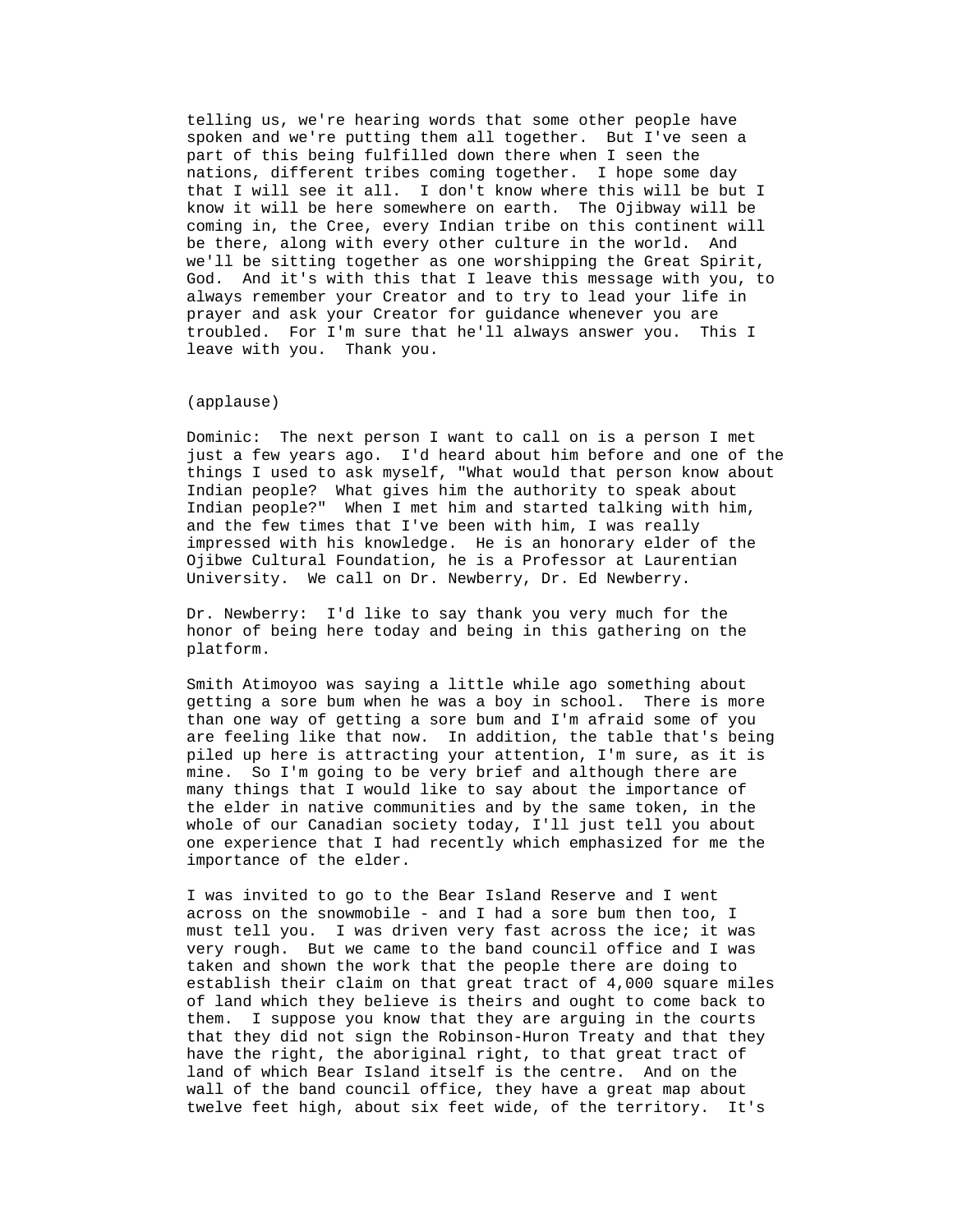telling us, we're hearing words that some other people have spoken and we're putting them all together. But I've seen a part of this being fulfilled down there when I seen the nations, different tribes coming together. I hope some day that I will see it all. I don't know where this will be but I know it will be here somewhere on earth. The Ojibway will be coming in, the Cree, every Indian tribe on this continent will be there, along with every other culture in the world. And we'll be sitting together as one worshipping the Great Spirit, God. And it's with this that I leave this message with you, to always remember your Creator and to try to lead your life in prayer and ask your Creator for guidance whenever you are troubled. For I'm sure that he'll always answer you. This I leave with you. Thank you.

(applause)

Dominic: The next person I want to call on is a person I met just a few years ago. I'd heard about him before and one of the things I used to ask myself, "What would that person know about Indian people? What gives him the authority to speak about Indian people?" When I met him and started talking with him, and the few times that I've been with him, I was really impressed with his knowledge. He is an honorary elder of the Ojibwe Cultural Foundation, he is a Professor at Laurentian University. We call on Dr. Newberry, Dr. Ed Newberry.

Dr. Newberry: I'd like to say thank you very much for the honor of being here today and being in this gathering on the platform.

Smith Atimoyoo was saying a little while ago something about getting a sore bum when he was a boy in school. There is more than one way of getting a sore bum and I'm afraid some of you are feeling like that now. In addition, the table that's being piled up here is attracting your attention, I'm sure, as it is mine. So I'm going to be very brief and although there are many things that I would like to say about the importance of the elder in native communities and by the same token, in the whole of our Canadian society today, I'll just tell you about one experience that I had recently which emphasized for me the importance of the elder.

I was invited to go to the Bear Island Reserve and I went across on the snowmobile - and I had a sore bum then too, I must tell you. I was driven very fast across the ice; it was very rough. But we came to the band council office and I was taken and shown the work that the people there are doing to establish their claim on that great tract of 4,000 square miles of land which they believe is theirs and ought to come back to them. I suppose you know that they are arguing in the courts that they did not sign the Robinson-Huron Treaty and that they have the right, the aboriginal right, to that great tract of land of which Bear Island itself is the centre. And on the wall of the band council office, they have a great map about twelve feet high, about six feet wide, of the territory. It's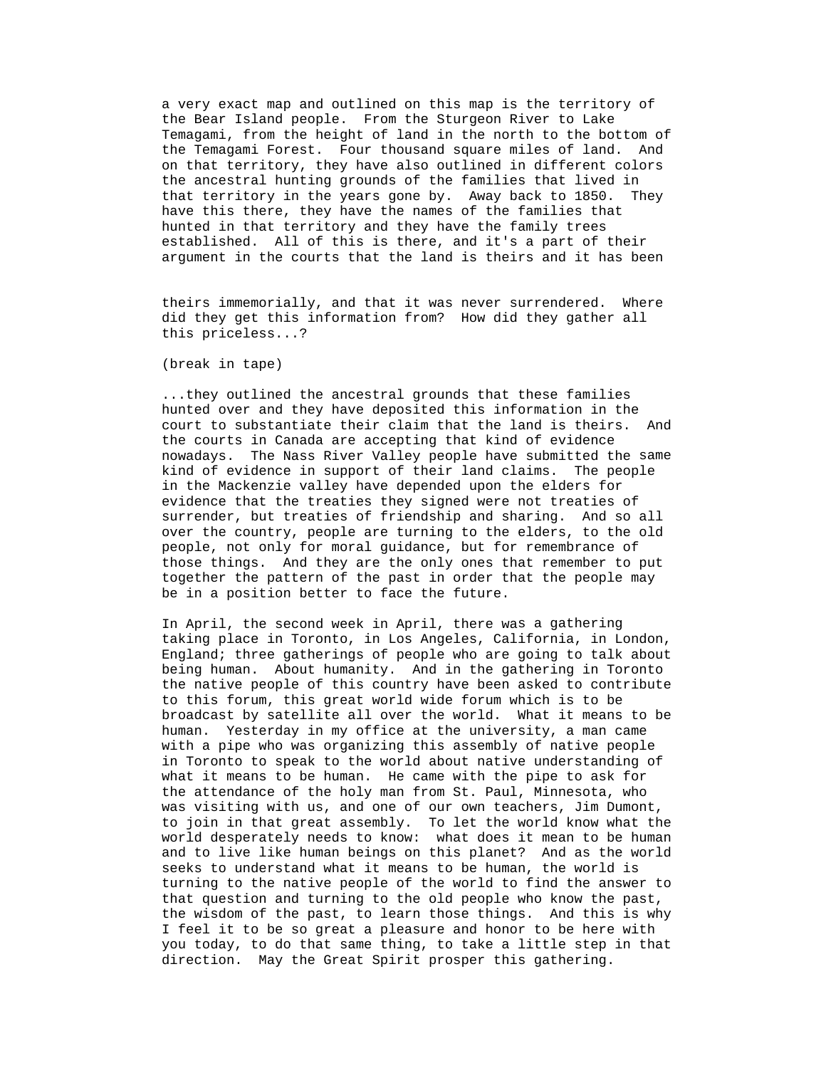a very exact map and outlined on this map is the territory of the Bear Island people. From the Sturgeon River to Lake Temagami, from the height of land in the north to the bottom of the Temagami Forest. Four thousand square miles of land. And on that territory, they have also outlined in different colors the ancestral hunting grounds of the families that lived in that territory in the years gone by. Away back to 1850. They have this there, they have the names of the families that hunted in that territory and they have the family trees established. All of this is there, and it's a part of their argument in the courts that the land is theirs and it has been

theirs immemorially, and that it was never surrendered. Where did they get this information from? How did they gather all this priceless...?

(break in tape)

...they outlined the ancestral grounds that these families hunted over and they have deposited this information in the court to substantiate their claim that the land is theirs. And the courts in Canada are accepting that kind of evidence nowadays. The Nass River Valley people have submitted the same kind of evidence in support of their land claims. The people in the Mackenzie valley have depended upon the elders for evidence that the treaties they signed were not treaties of surrender, but treaties of friendship and sharing. And so all over the country, people are turning to the elders, to the old people, not only for moral guidance, but for remembrance of those things. And they are the only ones that remember to put together the pattern of the past in order that the people may be in a position better to face the future.

In April, the second week in April, there was a gathering taking place in Toronto, in Los Angeles, California, in London, England; three gatherings of people who are going to talk about being human. About humanity. And in the gathering in Toronto the native people of this country have been asked to contribute to this forum, this great world wide forum which is to be broadcast by satellite all over the world. What it means to be human. Yesterday in my office at the university, a man came with a pipe who was organizing this assembly of native people in Toronto to speak to the world about native understanding of what it means to be human. He came with the pipe to ask for the attendance of the holy man from St. Paul, Minnesota, who was visiting with us, and one of our own teachers, Jim Dumont, to join in that great assembly. To let the world know what the world desperately needs to know: what does it mean to be human and to live like human beings on this planet? And as the world seeks to understand what it means to be human, the world is turning to the native people of the world to find the answer to that question and turning to the old people who know the past, the wisdom of the past, to learn those things. And this is why I feel it to be so great a pleasure and honor to be here with you today, to do that same thing, to take a little step in that direction. May the Great Spirit prosper this gathering.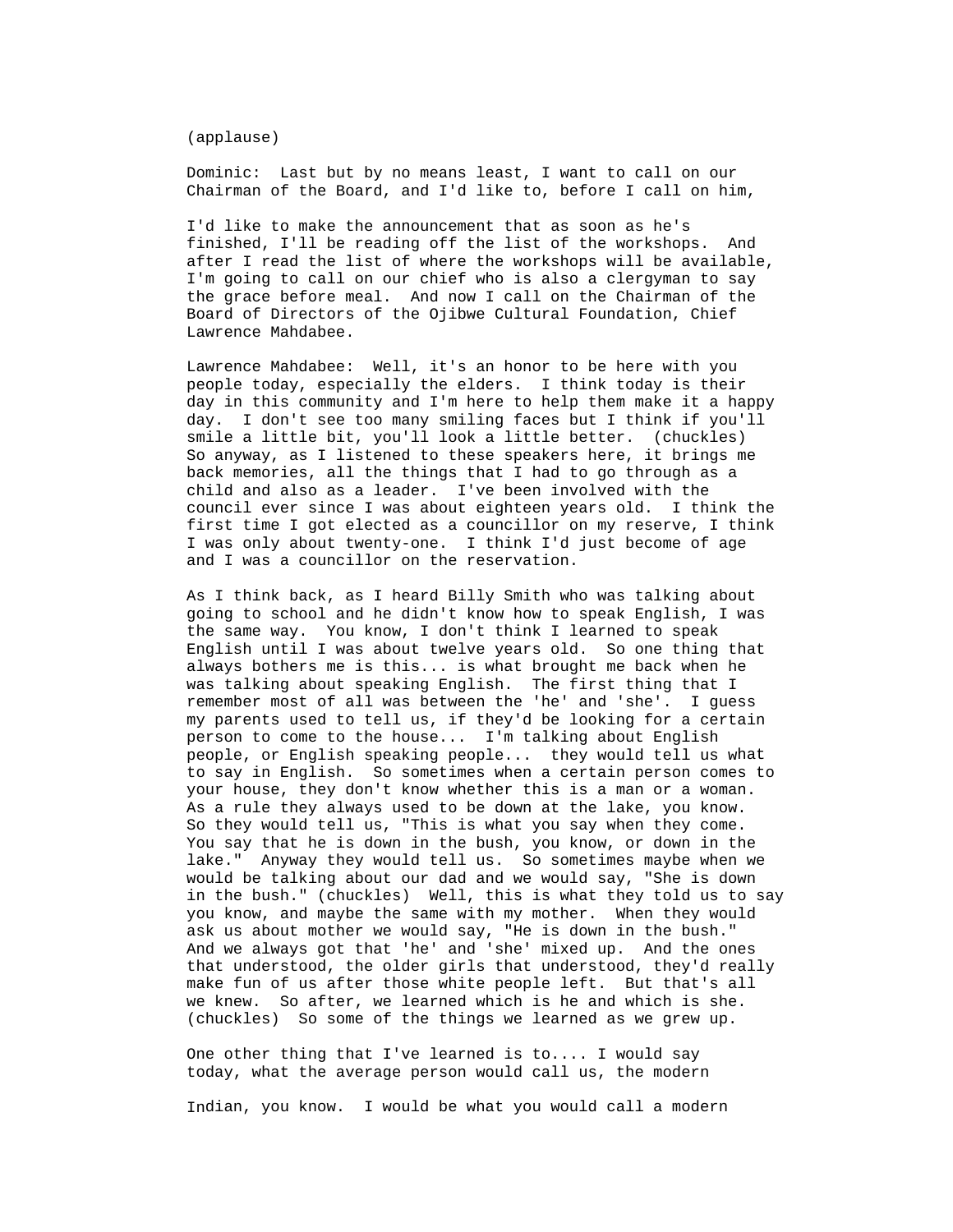(applause)

Dominic: Last but by no means least, I want to call on our Chairman of the Board, and I'd like to, before I call on him,

I'd like to make the announcement that as soon as he's finished, I'll be reading off the list of the workshops. And after I read the list of where the workshops will be available, I'm going to call on our chief who is also a clergyman to say the grace before meal. And now I call on the Chairman of the Board of Directors of the Ojibwe Cultural Foundation, Chief Lawrence Mahdabee.

Lawrence Mahdabee: Well, it's an honor to be here with you people today, especially the elders. I think today is their day in this community and I'm here to help them make it a happy day. I don't see too many smiling faces but I think if you'll smile a little bit, you'll look a little better. (chuckles) So anyway, as I listened to these speakers here, it brings me back memories, all the things that I had to go through as a child and also as a leader. I've been involved with the council ever since I was about eighteen years old. I think the first time I got elected as a councillor on my reserve, I think I was only about twenty-one. I think I'd just become of age and I was a councillor on the reservation.

As I think back, as I heard Billy Smith who was talking about going to school and he didn't know how to speak English, I was the same way. You know, I don't think I learned to speak English until I was about twelve years old. So one thing that always bothers me is this... is what brought me back when he was talking about speaking English. The first thing that I remember most of all was between the 'he' and 'she'. I guess my parents used to tell us, if they'd be looking for a certain person to come to the house... I'm talking about English people, or English speaking people... they would tell us what to say in English. So sometimes when a certain person comes to your house, they don't know whether this is a man or a woman. As a rule they always used to be down at the lake, you know. So they would tell us, "This is what you say when they come. You say that he is down in the bush, you know, or down in the lake." Anyway they would tell us. So sometimes maybe when we would be talking about our dad and we would say, "She is down in the bush." (chuckles) Well, this is what they told us to say you know, and maybe the same with my mother. When they would ask us about mother we would say, "He is down in the bush." And we always got that 'he' and 'she' mixed up. And the ones that understood, the older girls that understood, they'd really make fun of us after those white people left. But that's all we knew. So after, we learned which is he and which is she. (chuckles) So some of the things we learned as we grew up.

One other thing that I've learned is to.... I would say today, what the average person would call us, the modern

Indian, you know. I would be what you would call a modern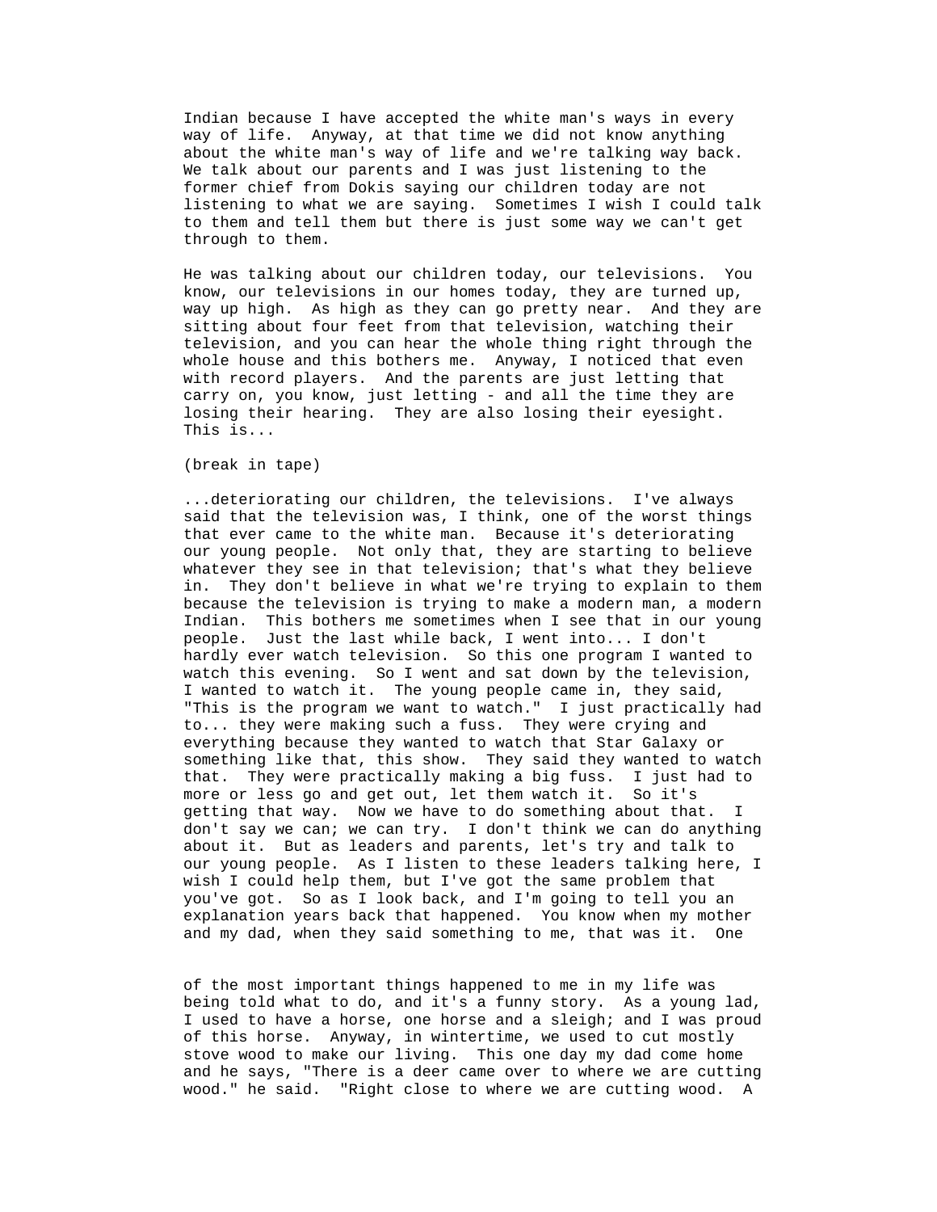Indian because I have accepted the white man's ways in every way of life. Anyway, at that time we did not know anything about the white man's way of life and we're talking way back. We talk about our parents and I was just listening to the former chief from Dokis saying our children today are not listening to what we are saying. Sometimes I wish I could talk to them and tell them but there is just some way we can't get through to them.

He was talking about our children today, our televisions. You know, our televisions in our homes today, they are turned up, way up high. As high as they can go pretty near. And they are sitting about four feet from that television, watching their television, and you can hear the whole thing right through the whole house and this bothers me. Anyway, I noticed that even with record players. And the parents are just letting that carry on, you know, just letting - and all the time they are losing their hearing. They are also losing their eyesight. This is...

(break in tape)

...deteriorating our children, the televisions. I've always said that the television was, I think, one of the worst things that ever came to the white man. Because it's deteriorating our young people. Not only that, they are starting to believe whatever they see in that television; that's what they believe in. They don't believe in what we're trying to explain to them because the television is trying to make a modern man, a modern Indian. This bothers me sometimes when I see that in our young people. Just the last while back, I went into... I don't hardly ever watch television. So this one program I wanted to watch this evening. So I went and sat down by the television, I wanted to watch it. The young people came in, they said, "This is the program we want to watch." I just practically had to... they were making such a fuss. They were crying and everything because they wanted to watch that Star Galaxy or something like that, this show. They said they wanted to watch that. They were practically making a big fuss. I just had to more or less go and get out, let them watch it. So it's getting that way. Now we have to do something about that. I don't say we can; we can try. I don't think we can do anything about it. But as leaders and parents, let's try and talk to our young people. As I listen to these leaders talking here, I wish I could help them, but I've got the same problem that you've got. So as I look back, and I'm going to tell you an explanation years back that happened. You know when my mother and my dad, when they said something to me, that was it. One of the most important things happened to me in my life was being told what to do, and it's a funny story. As a young lad, I used to have a horse, one horse and a sleigh; and I was proud of this horse. Anyway, in wintertime, we used to cut mostly stove wood to make our living. This one day my dad come home and he says, "There is a deer came over to where we are cutting wood." he said. "Right close to where we are cutting wood. A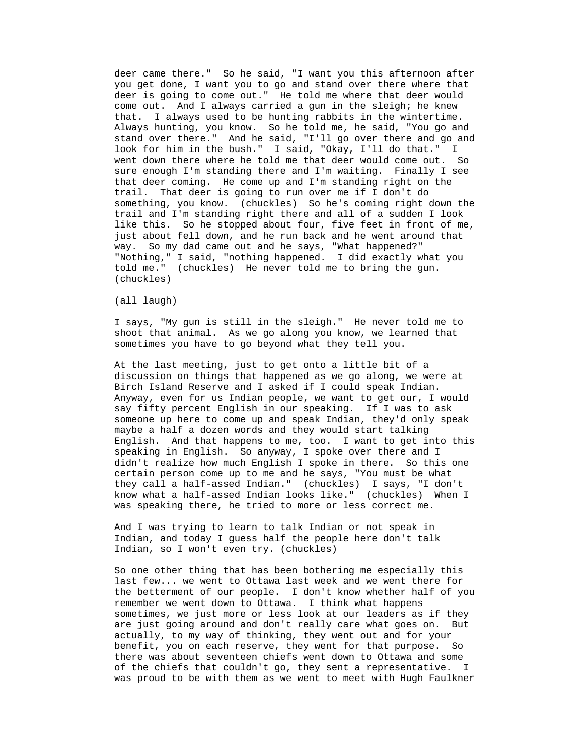deer came there."  So he said, "I want you this afternoon after you get done, I want you to go and stand over there where that deer is going to come out."  He told me where that deer would come out.  And I always carried a gun in the sleigh; he knew that.  I always used to be hunting rabbits in the wintertime.  Always hunting, you know.  So he told me, he said, "You go and stand over there."  And he said, "I'll go over there and go and look for him in the bush."  I said, "Okay, I'll do that."  I went down there where he told me that deer would come out.  So sure enough I'm standing there and I'm waiting.  Finally I see that deer coming.  He come up and I'm standing right on the trail.  That deer is going to run over me if I don't do something, you know.  (chuckles)  So he's coming right down the trail and I'm standing right there and all of a sudden I look like this.  So he stopped about four, five feet in front of me, just about fell down, and he run back and he went around that way.  So my dad came out and he says, "What happened?"  "Nothing," I said, "nothing happened.  I did exactly what you told me."  (chuckles)  He never told me to bring the gun.  (chuckles)

(all laugh)

I says, "My gun is still in the sleigh."  He never told me to shoot that animal.  As we go along you know, we learned that sometimes you have to go beyond what they tell you.

At the last meeting, just to get onto a little bit of a discussion on things that happened as we go along, we were at Birch Island Reserve and I asked if I could speak Indian.  Anyway, even for us Indian people, we want to get our, I would say fifty percent English in our speaking.  If I was to ask someone up here to come up and speak Indian, they'd only speak maybe a half a dozen words and they would start talking English.  And that happens to me, too.  I want to get into this speaking in English.  So anyway, I spoke over there and I didn't realize how much English I spoke in there.  So this one certain person come up to me and he says, "You must be what they call a half-assed Indian."  (chuckles)  I says, "I don't know what a half-assed Indian looks like."  (chuckles)  When I was speaking there, he tried to more or less correct me.

And I was trying to learn to talk Indian or not speak in Indian, and today I guess half the people here don't talk Indian, so I won't even try. (chuckles)

So one other thing that has been bothering me especially this last few... we went to Ottawa last week and we went there for the betterment of our people.  I don't know whether half of you remember we went down to Ottawa.  I think what happens sometimes, we just more or less look at our leaders as if they are just going around and don't really care what goes on.  But actually, to my way of thinking, they went out and for your benefit, you on each reserve, they went for that purpose.  So there was about seventeen chiefs went down to Ottawa and some of the chiefs that couldn't go, they sent a representative.  I was proud to be with them as we went to meet with Hugh Faulkner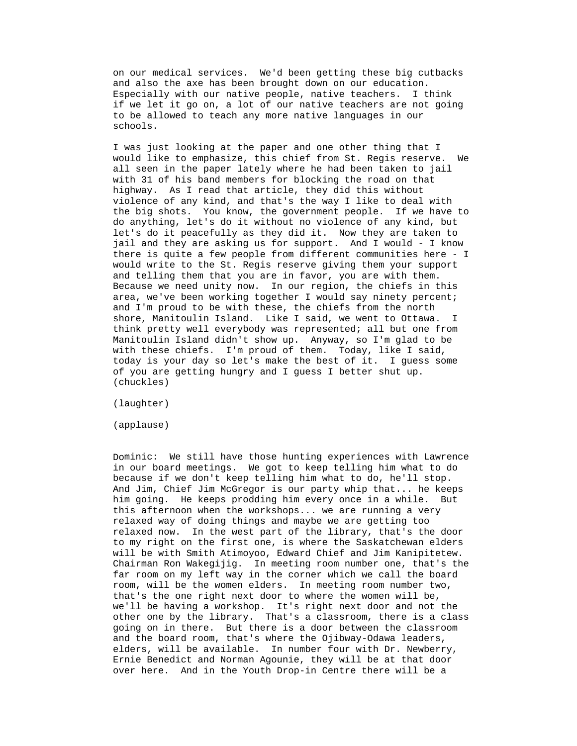on our medical services. We'd been getting these big cutbacks and also the axe has been brought down on our education. Especially with our native people, native teachers. I think if we let it go on, a lot of our native teachers are not going to be allowed to teach any more native languages in our schools.

I was just looking at the paper and one other thing that I would like to emphasize, this chief from St. Regis reserve. We all seen in the paper lately where he had been taken to jail with 31 of his band members for blocking the road on that highway. As I read that article, they did this without violence of any kind, and that's the way I like to deal with the big shots. You know, the government people. If we have to do anything, let's do it without no violence of any kind, but let's do it peacefully as they did it. Now they are taken to jail and they are asking us for support. And I would - I know there is quite a few people from different communities here - I would write to the St. Regis reserve giving them your support and telling them that you are in favor, you are with them. Because we need unity now. In our region, the chiefs in this area, we've been working together I would say ninety percent; and I'm proud to be with these, the chiefs from the north shore, Manitoulin Island. Like I said, we went to Ottawa. I think pretty well everybody was represented; all but one from Manitoulin Island didn't show up. Anyway, so I'm glad to be with these chiefs. I'm proud of them. Today, like I said, today is your day so let's make the best of it. I guess some of you are getting hungry and I guess I better shut up. (chuckles)

(laughter)

(applause)

Dominic: We still have those hunting experiences with Lawrence in our board meetings. We got to keep telling him what to do because if we don't keep telling him what to do, he'll stop. And Jim, Chief Jim McGregor is our party whip that... he keeps him going. He keeps prodding him every once in a while. But this afternoon when the workshops... we are running a very relaxed way of doing things and maybe we are getting too relaxed now. In the west part of the library, that's the door to my right on the first one, is where the Saskatchewan elders will be with Smith Atimoyoo, Edward Chief and Jim Kanipitetew. Chairman Ron Wakegijig. In meeting room number one, that's the far room on my left way in the corner which we call the board room, will be the women elders. In meeting room number two, that's the one right next door to where the women will be, we'll be having a workshop. It's right next door and not the other one by the library. That's a classroom, there is a class going on in there. But there is a door between the classroom and the board room, that's where the Ojibway-Odawa leaders, elders, will be available. In number four with Dr. Newberry, Ernie Benedict and Norman Agounie, they will be at that door over here. And in the Youth Drop-in Centre there will be a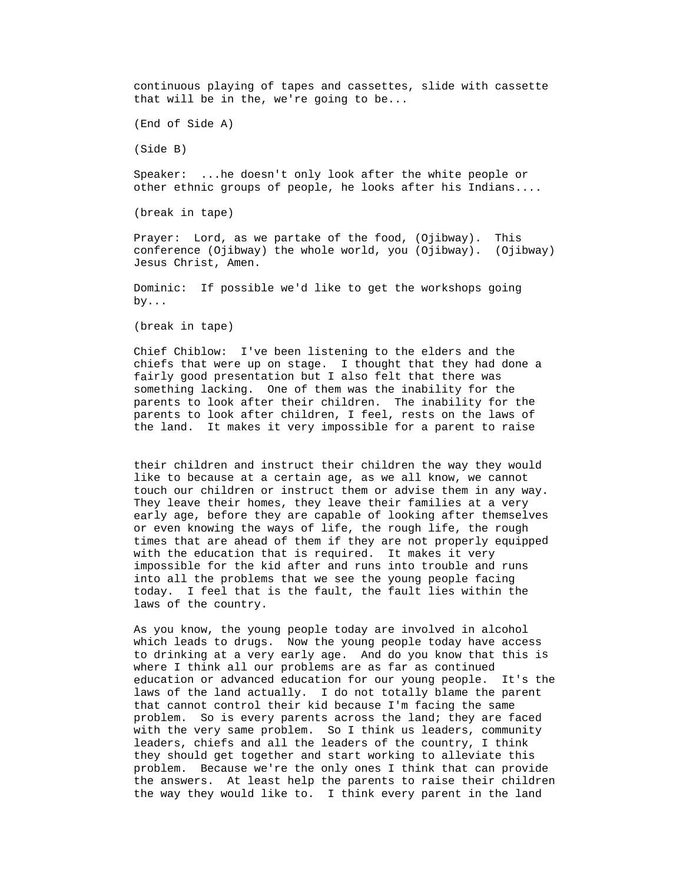continuous playing of tapes and cassettes, slide with cassette that will be in the, we're going to be...

(End of Side A)

(Side B)

Speaker: ...he doesn't only look after the white people or other ethnic groups of people, he looks after his Indians....

(break in tape)

Prayer: Lord, as we partake of the food, (Ojibway). This conference (Ojibway) the whole world, you (Ojibway). (Ojibway) Jesus Christ, Amen.

Dominic: If possible we'd like to get the workshops going by...

(break in tape)

Chief Chiblow: I've been listening to the elders and the chiefs that were up on stage. I thought that they had done a fairly good presentation but I also felt that there was something lacking. One of them was the inability for the parents to look after their children. The inability for the parents to look after children, I feel, rests on the laws of the land. It makes it very impossible for a parent to raise their children and instruct their children the way they would like to because at a certain age, as we all know, we cannot touch our children or instruct them or advise them in any way. They leave their homes, they leave their families at a very early age, before they are capable of looking after themselves or even knowing the ways of life, the rough life, the rough times that are ahead of them if they are not properly equipped with the education that is required. It makes it very impossible for the kid after and runs into trouble and runs into all the problems that we see the young people facing today. I feel that is the fault, the fault lies within the laws of the country.

As you know, the young people today are involved in alcohol which leads to drugs. Now the young people today have access to drinking at a very early age. And do you know that this is where I think all our problems are as far as continued education or advanced education for our young people. It's the laws of the land actually. I do not totally blame the parent that cannot control their kid because I'm facing the same problem. So is every parents across the land; they are faced with the very same problem. So I think us leaders, community leaders, chiefs and all the leaders of the country, I think they should get together and start working to alleviate this problem. Because we're the only ones I think that can provide the answers. At least help the parents to raise their children the way they would like to. I think every parent in the land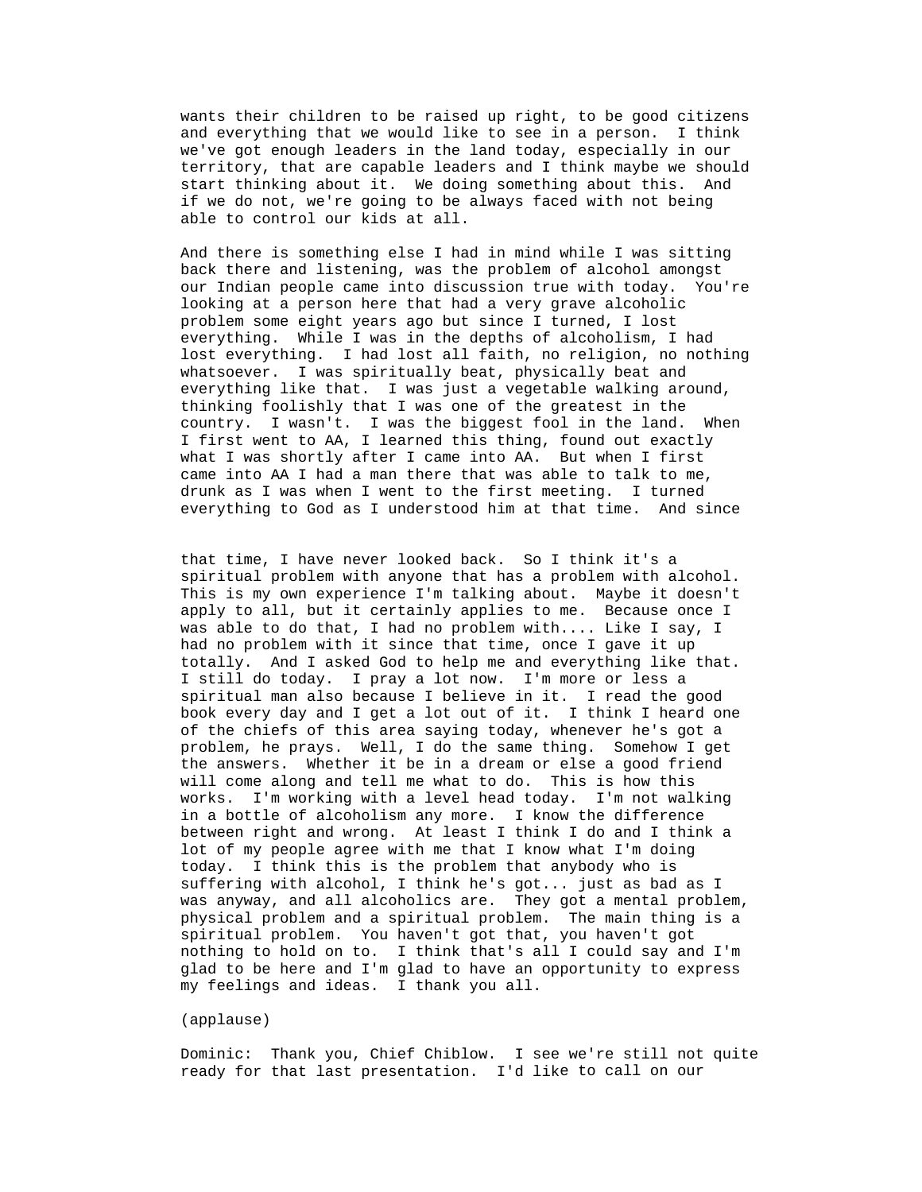wants their children to be raised up right, to be good citizens and everything that we would like to see in a person. I think we've got enough leaders in the land today, especially in our territory, that are capable leaders and I think maybe we should start thinking about it. We doing something about this. And if we do not, we're going to be always faced with not being able to control our kids at all.

And there is something else I had in mind while I was sitting back there and listening, was the problem of alcohol amongst our Indian people came into discussion true with today. You're looking at a person here that had a very grave alcoholic problem some eight years ago but since I turned, I lost everything. While I was in the depths of alcoholism, I had lost everything. I had lost all faith, no religion, no nothing whatsoever. I was spiritually beat, physically beat and everything like that. I was just a vegetable walking around, thinking foolishly that I was one of the greatest in the country. I wasn't. I was the biggest fool in the land. When I first went to AA, I learned this thing, found out exactly what I was shortly after I came into AA. But when I first came into AA I had a man there that was able to talk to me, drunk as I was when I went to the first meeting. I turned everything to God as I understood him at that time. And since that time, I have never looked back. So I think it's a spiritual problem with anyone that has a problem with alcohol. This is my own experience I'm talking about. Maybe it doesn't apply to all, but it certainly applies to me. Because once I was able to do that, I had no problem with.... Like I say, I had no problem with it since that time, once I gave it up totally. And I asked God to help me and everything like that. I still do today. I pray a lot now. I'm more or less a spiritual man also because I believe in it. I read the good book every day and I get a lot out of it. I think I heard one of the chiefs of this area saying today, whenever he's got a problem, he prays. Well, I do the same thing. Somehow I get the answers. Whether it be in a dream or else a good friend will come along and tell me what to do. This is how this works. I'm working with a level head today. I'm not walking in a bottle of alcoholism any more. I know the difference between right and wrong. At least I think I do and I think a lot of my people agree with me that I know what I'm doing today. I think this is the problem that anybody who is suffering with alcohol, I think he's got... just as bad as I was anyway, and all alcoholics are. They got a mental problem, physical problem and a spiritual problem. The main thing is a spiritual problem. You haven't got that, you haven't got nothing to hold on to. I think that's all I could say and I'm glad to be here and I'm glad to have an opportunity to express my feelings and ideas. I thank you all.

(applause)

Dominic: Thank you, Chief Chiblow. I see we're still not quite ready for that last presentation. I'd like to call on our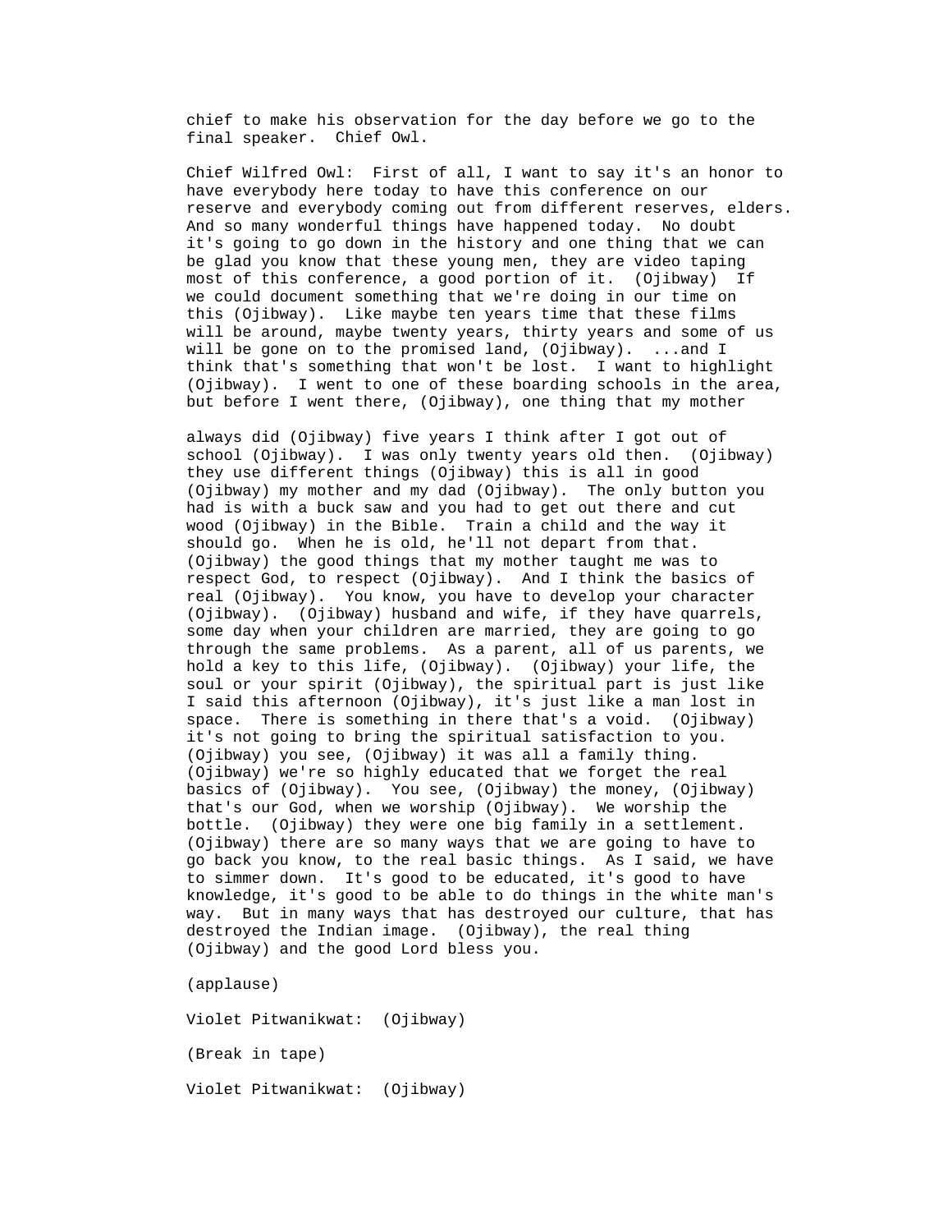chief to make his observation for the day before we go to the final speaker.  Chief Owl.

Chief Wilfred Owl:  First of all, I want to say it's an honor to have everybody here today to have this conference on our reserve and everybody coming out from different reserves, elders. And so many wonderful things have happened today.  No doubt it's going to go down in the history and one thing that we can be glad you know that these young men, they are video taping most of this conference, a good portion of it.  (Ojibway)  If we could document something that we're doing in our time on this (Ojibway).  Like maybe ten years time that these films will be around, maybe twenty years, thirty years and some of us will be gone on to the promised land, (Ojibway).  ...and I think that's something that won't be lost.  I want to highlight (Ojibway).  I went to one of these boarding schools in the area, but before I went there, (Ojibway), one thing that my mother

always did (Ojibway) five years I think after I got out of school (Ojibway).  I was only twenty years old then.  (Ojibway) they use different things (Ojibway) this is all in good (Ojibway) my mother and my dad (Ojibway).  The only button you had is with a buck saw and you had to get out there and cut wood (Ojibway) in the Bible.  Train a child and the way it should go.  When he is old, he'll not depart from that. (Ojibway) the good things that my mother taught me was to respect God, to respect (Ojibway).  And I think the basics of real (Ojibway).  You know, you have to develop your character (Ojibway).  (Ojibway) husband and wife, if they have quarrels, some day when your children are married, they are going to go through the same problems.  As a parent, all of us parents, we hold a key to this life, (Ojibway).  (Ojibway) your life, the soul or your spirit (Ojibway), the spiritual part is just like I said this afternoon (Ojibway), it's just like a man lost in space.  There is something in there that's a void.  (Ojibway) it's not going to bring the spiritual satisfaction to you. (Ojibway) you see, (Ojibway) it was all a family thing. (Ojibway) we're so highly educated that we forget the real basics of (Ojibway).  You see, (Ojibway) the money, (Ojibway) that's our God, when we worship (Ojibway).  We worship the bottle.  (Ojibway) they were one big family in a settlement. (Ojibway) there are so many ways that we are going to have to go back you know, to the real basic things.  As I said, we have to simmer down.  It's good to be educated, it's good to have knowledge, it's good to be able to do things in the white man's way.  But in many ways that has destroyed our culture, that has destroyed the Indian image.  (Ojibway), the real thing (Ojibway) and the good Lord bless you.

(applause)

Violet Pitwanikwat:  (Ojibway)

(Break in tape)

Violet Pitwanikwat:  (Ojibway)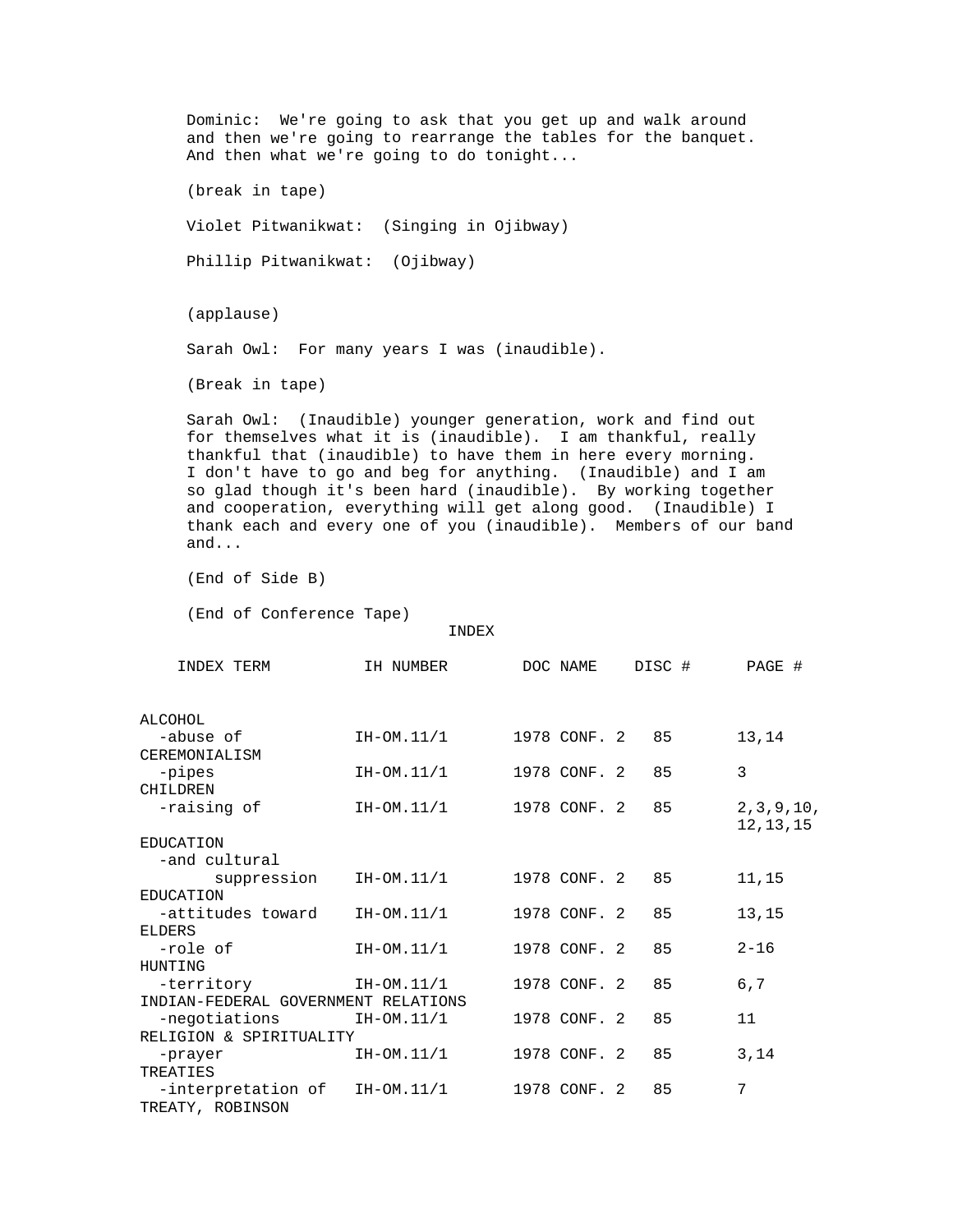Dominic: We're going to ask that you get up and walk around and then we're going to rearrange the tables for the banquet. And then what we're going to do tonight...

(break in tape)

Violet Pitwanikwat: (Singing in Ojibway)

Phillip Pitwanikwat: (Ojibway)

(applause)

Sarah Owl: For many years I was (inaudible).

(Break in tape)

Sarah Owl: (Inaudible) younger generation, work and find out for themselves what it is (inaudible). I am thankful, really thankful that (inaudible) to have them in here every morning. I don't have to go and beg for anything. (Inaudible) and I am so glad though it's been hard (inaudible). By working together and cooperation, everything will get along good. (Inaudible) I thank each and every one of you (inaudible). Members of our band and...

(End of Side B)

(End of Conference Tape)

INDEX

| INDEX TERM | IH NUMBER | DOC NAME | DISC # | PAGE # |
|---|---|---|---|---|
| ALCOHOL | | | | |
| -abuse of | IH-OM.11/1 | 1978 CONF. 2 | 85 | 13,14 |
| CEREMONIALISM | | | | |
| -pipes | IH-OM.11/1 | 1978 CONF. 2 | 85 | 3 |
| CHILDREN | | | | |
| -raising of | IH-OM.11/1 | 1978 CONF. 2 | 85 | 2,3,9,10, 12,13,15 |
| EDUCATION | | | | |
| -and cultural suppression | IH-OM.11/1 | 1978 CONF. 2 | 85 | 11,15 |
| EDUCATION | | | | |
| -attitudes toward | IH-OM.11/1 | 1978 CONF. 2 | 85 | 13,15 |
| ELDERS | | | | |
| -role of | IH-OM.11/1 | 1978 CONF. 2 | 85 | 2-16 |
| HUNTING | | | | |
| -territory | IH-OM.11/1 | 1978 CONF. 2 | 85 | 6,7 |
| INDIAN-FEDERAL GOVERNMENT RELATIONS | | | | |
| -negotiations | IH-OM.11/1 | 1978 CONF. 2 | 85 | 11 |
| RELIGION & SPIRITUALITY | | | | |
| -prayer | IH-OM.11/1 | 1978 CONF. 2 | 85 | 3,14 |
| TREATIES | | | | |
| -interpretation of | IH-OM.11/1 | 1978 CONF. 2 | 85 | 7 |
| TREATY, ROBINSON | | | | |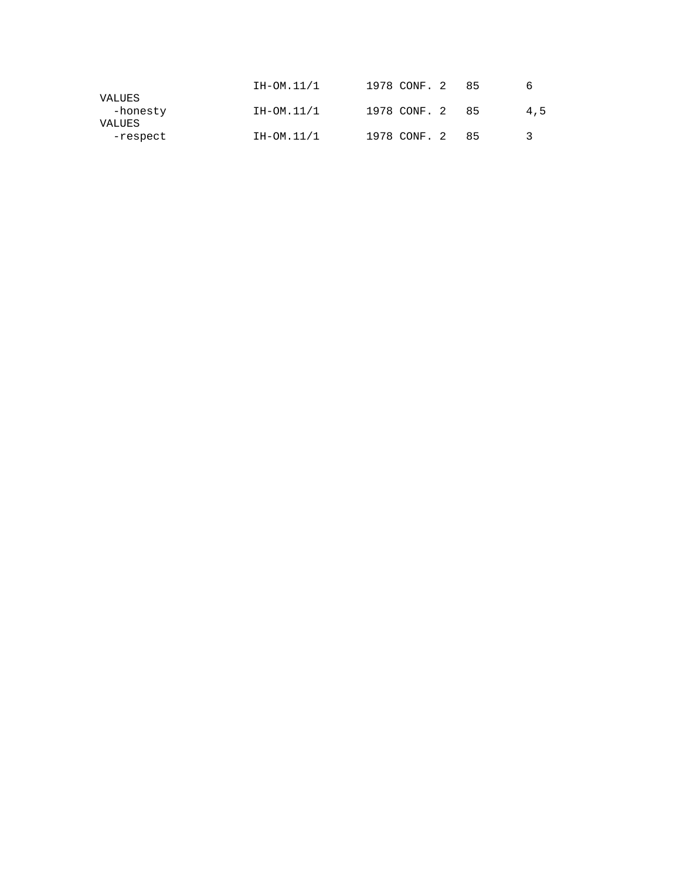| | | | | |
|---|---|---|---|---|
| | IH-OM.11/1 | 1978 CONF. 2 | 85 | 6 |
| VALUES -honesty | IH-OM.11/1 | 1978 CONF. 2 | 85 | 4,5 |
| VALUES -respect | IH-OM.11/1 | 1978 CONF. 2 | 85 | 3 |